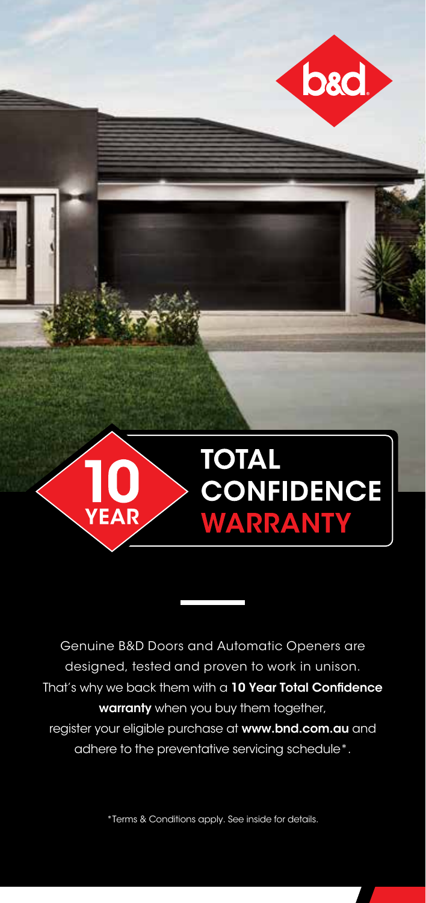b&d

10 YEAR

# TOTAL CONFIDENCE WARRANTY

Genuine B&D Doors and Automatic Openers are designed, tested and proven to work in unison. That's why we back them with a **10 Year Total Confidence warranty** when you buy them together, register your eligible purchase at **www.bnd.com.au** and adhere to the preventative servicing schedule*.

*Terms & Conditions apply. See inside for details.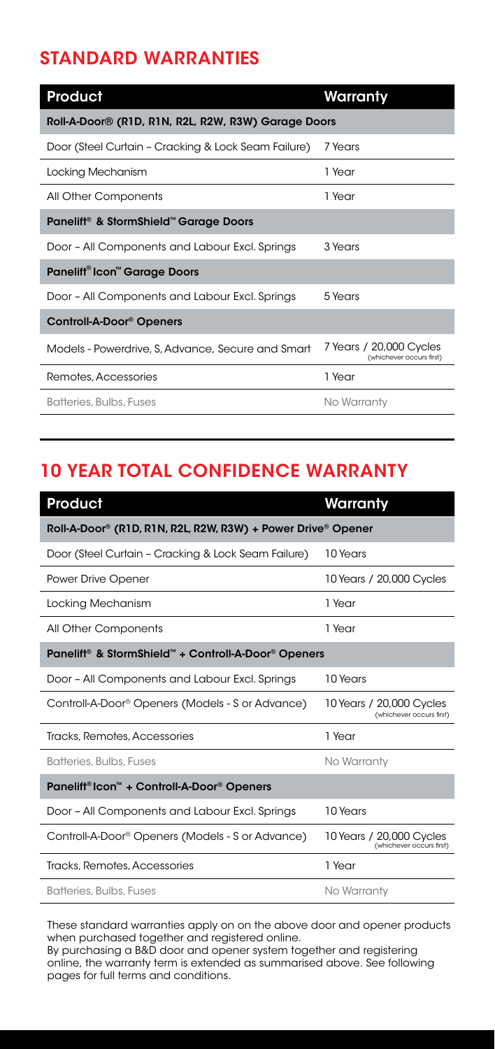## STANDARD WARRANTIES

| Product | Warranty |
|---|---|
| **Roll-A-Door® (R1D, R1N, R2L, R2W, R3W) Garage Doors** | |
| Door (Steel Curtain – Cracking & Lock Seam Failure) | 7 Years |
| Locking Mechanism | 1 Year |
| All Other Components | 1 Year |
| **Panelift® & StormShield™ Garage Doors** | |
| Door – All Components and Labour Excl. Springs | 3 Years |
| **Panelift® Icon™ Garage Doors** | |
| Door – All Components and Labour Excl. Springs | 5 Years |
| **Controll-A-Door® Openers** | |
| Models - Powerdrive, S, Advance, Secure and Smart | 7 Years / 20,000 Cycles (whichever occurs first) |
| Remotes, Accessories | 1 Year |
| Batteries, Bulbs, Fuses | No Warranty |

## 10 YEAR TOTAL CONFIDENCE WARRANTY

| Product | Warranty |
|---|---|
| **Roll-A-Door® (R1D, R1N, R2L, R2W, R3W) + Power Drive® Opener** | |
| Door (Steel Curtain – Cracking & Lock Seam Failure) | 10 Years |
| Power Drive Opener | 10 Years / 20,000 Cycles |
| Locking Mechanism | 1 Year |
| All Other Components | 1 Year |
| **Panelift® & StormShield™ + Controll-A-Door® Openers** | |
| Door – All Components and Labour Excl. Springs | 10 Years |
| Controll-A-Door® Openers (Models - S or Advance) | 10 Years / 20,000 Cycles (whichever occurs first) |
| Tracks, Remotes, Accessories | 1 Year |
| Batteries, Bulbs, Fuses | No Warranty |
| **Panelift® Icon™ + Controll-A-Door® Openers** | |
| Door – All Components and Labour Excl. Springs | 10 Years |
| Controll-A-Door® Openers (Models - S or Advance) | 10 Years / 20,000 Cycles (whichever occurs first) |
| Tracks, Remotes, Accessories | 1 Year |
| Batteries, Bulbs, Fuses | No Warranty |

These standard warranties apply on on the above door and opener products when purchased together and registered online.
By purchasing a B&D door and opener system together and registering online, the warranty term is extended as summarised above. See following pages for full terms and conditions.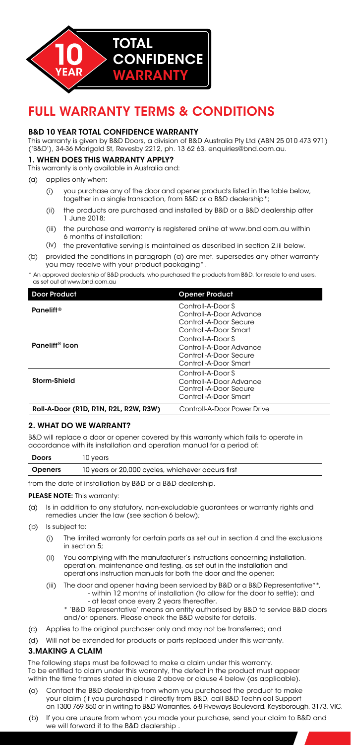10 YEAR TOTAL CONFIDENCE WARRANTY

# FULL WARRANTY TERMS & CONDITIONS

### B&D 10 YEAR TOTAL CONFIDENCE WARRANTY

This warranty is given by B&D Doors, a division of B&D Australia Pty Ltd (ABN 25 010 473 971) ('B&D'), 34-36 Marigold St, Revesby 2212, ph. 13 62 63, enquiries@bnd.com.au.

### 1. WHEN DOES THIS WARRANTY APPLY?

This warranty is only available in Australia and:

(a) applies only when:

(i) you purchase any of the door and opener products listed in the table below, together in a single transaction, from B&D or a B&D dealership*;

(ii) the products are purchased and installed by B&D or a B&D dealership after 1 June 2018;

(iii) the purchase and warranty is registered online at www.bnd.com.au within 6 months of installation;

(iv) the preventative serving is maintained as described in section 2.iii below.

(b) provided the conditions in paragraph (a) are met, supersedes any other warranty you may receive with your product packaging*.

\* An approved dealership of B&D products, who purchased the products from B&D, for resale to end users, as set out at www.bnd.com.au

| Door Product | Opener Product |
|---|---|
| **Panelift®** | Controll-A-Door S<br>Controll-A-Door Advance<br>Controll-A-Door Secure<br>Controll-A-Door Smart |
| **Panelift® Icon** | Controll-A-Door S<br>Controll-A-Door Advance<br>Controll-A-Door Secure<br>Controll-A-Door Smart |
| **Storm-Shield** | Controll-A-Door S<br>Controll-A-Door Advance<br>Controll-A-Door Secure<br>Controll-A-Door Smart |
| **Roll-A-Door (R1D, R1N, R2L, R2W, R3W)** | Controll-A-Door Power Drive |

### 2. WHAT DO WE WARRANT?

B&D will replace a door or opener covered by this warranty which fails to operate in accordance with its installation and operation manual for a period of:

| **Doors** | 10 years |
|---|---|
| **Openers** | 10 years or 20,000 cycles, whichever occurs first |

from the date of installation by B&D or a B&D dealership.

**PLEASE NOTE:** This warranty:

(a) Is in addition to any statutory, non-excludable guarantees or warranty rights and remedies under the law (see section 6 below);

(b) Is subject to:

(i) The limited warranty for certain parts as set out in section 4 and the exclusions in section 5;

(ii) You complying with the manufacturer's instructions concerning installation, operation, maintenance and testing, as set out in the installation and operations instruction manuals for both the door and the opener;

(iii) The door and opener having been serviced by B&D or a B&D Representative**,
- within 12 months of installation (to allow for the door to settle); and
- at least once every 2 years thereafter.

\* 'B&D Representative' means an entity authorised by B&D to service B&D doors and/or openers. Please check the B&D website for details.

(c) Applies to the original purchaser only and may not be transferred; and

(d) Will not be extended for products or parts replaced under this warranty.

### 3.MAKING A CLAIM

The following steps must be followed to make a claim under this warranty. To be entitled to claim under this warranty, the defect in the product must appear within the time frames stated in clause 2 above or clause 4 below (as applicable).

(a) Contact the B&D dealership from whom you purchased the product to make your claim (if you purchased it directly from B&D, call B&D Technical Support on 1300 769 850 or in writing to B&D Warranties, 6-8 Fiveways Boulevard, Keysborough, 3173, VIC.

(b) If you are unsure from whom you made your purchase, send your claim to B&D and we will forward it to the B&D dealership .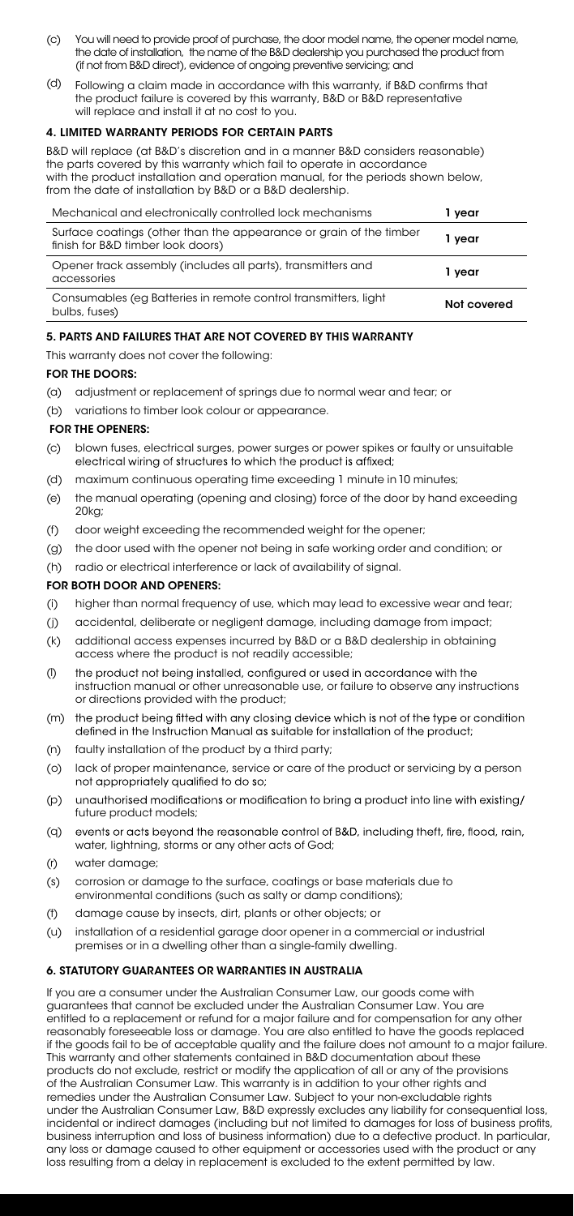(c) You will need to provide proof of purchase, the door model name, the opener model name, the date of installation, the name of the B&D dealership you purchased the product from (if not from B&D direct), evidence of ongoing preventive servicing; and

(d) Following a claim made in accordance with this warranty, if B&D confirms that the product failure is covered by this warranty, B&D or B&D representative will replace and install it at no cost to you.

## 4. LIMITED WARRANTY PERIODS FOR CERTAIN PARTS

B&D will replace (at B&D's discretion and in a manner B&D considers reasonable) the parts covered by this warranty which fail to operate in accordance with the product installation and operation manual, for the periods shown below, from the date of installation by B&D or a B&D dealership.

| | |
|---|---|
| Mechanical and electronically controlled lock mechanisms | 1 year |
| Surface coatings (other than the appearance or grain of the timber finish for B&D timber look doors) | 1 year |
| Opener track assembly (includes all parts), transmitters and accessories | 1 year |
| Consumables (eg Batteries in remote control transmitters, light bulbs, fuses) | Not covered |

## 5. PARTS AND FAILURES THAT ARE NOT COVERED BY THIS WARRANTY

This warranty does not cover the following:

**FOR THE DOORS:**

(a) adjustment or replacement of springs due to normal wear and tear; or

(b) variations to timber look colour or appearance.

**FOR THE OPENERS:**

(c) blown fuses, electrical surges, power surges or power spikes or faulty or unsuitable electrical wiring of structures to which the product is affixed;

(d) maximum continuous operating time exceeding 1 minute in 10 minutes;

(e) the manual operating (opening and closing) force of the door by hand exceeding 20kg;

(f) door weight exceeding the recommended weight for the opener;

(g) the door used with the opener not being in safe working order and condition; or

(h) radio or electrical interference or lack of availability of signal.

**FOR BOTH DOOR AND OPENERS:**

(i) higher than normal frequency of use, which may lead to excessive wear and tear;

(j) accidental, deliberate or negligent damage, including damage from impact;

(k) additional access expenses incurred by B&D or a B&D dealership in obtaining access where the product is not readily accessible;

(l) the product not being installed, configured or used in accordance with the instruction manual or other unreasonable use, or failure to observe any instructions or directions provided with the product;

(m) the product being fitted with any closing device which is not of the type or condition defined in the Instruction Manual as suitable for installation of the product;

(n) faulty installation of the product by a third party;

(o) lack of proper maintenance, service or care of the product or servicing by a person not appropriately qualified to do so;

(p) unauthorised modifications or modification to bring a product into line with existing/ future product models;

(q) events or acts beyond the reasonable control of B&D, including theft, fire, flood, rain, water, lightning, storms or any other acts of God;

(r) water damage;

(s) corrosion or damage to the surface, coatings or base materials due to environmental conditions (such as salty or damp conditions);

(t) damage cause by insects, dirt, plants or other objects; or

(u) installation of a residential garage door opener in a commercial or industrial premises or in a dwelling other than a single-family dwelling.

## 6. STATUTORY GUARANTEES OR WARRANTIES IN AUSTRALIA

If you are a consumer under the Australian Consumer Law, our goods come with guarantees that cannot be excluded under the Australian Consumer Law. You are entitled to a replacement or refund for a major failure and for compensation for any other reasonably foreseeable loss or damage. You are also entitled to have the goods replaced if the goods fail to be of acceptable quality and the failure does not amount to a major failure. This warranty and other statements contained in B&D documentation about these products do not exclude, restrict or modify the application of all or any of the provisions of the Australian Consumer Law. This warranty is in addition to your other rights and remedies under the Australian Consumer Law. Subject to your non-excludable rights under the Australian Consumer Law, B&D expressly excludes any liability for consequential loss, incidental or indirect damages (including but not limited to damages for loss of business profits, business interruption and loss of business information) due to a defective product. In particular, any loss or damage caused to other equipment or accessories used with the product or any loss resulting from a delay in replacement is excluded to the extent permitted by law.